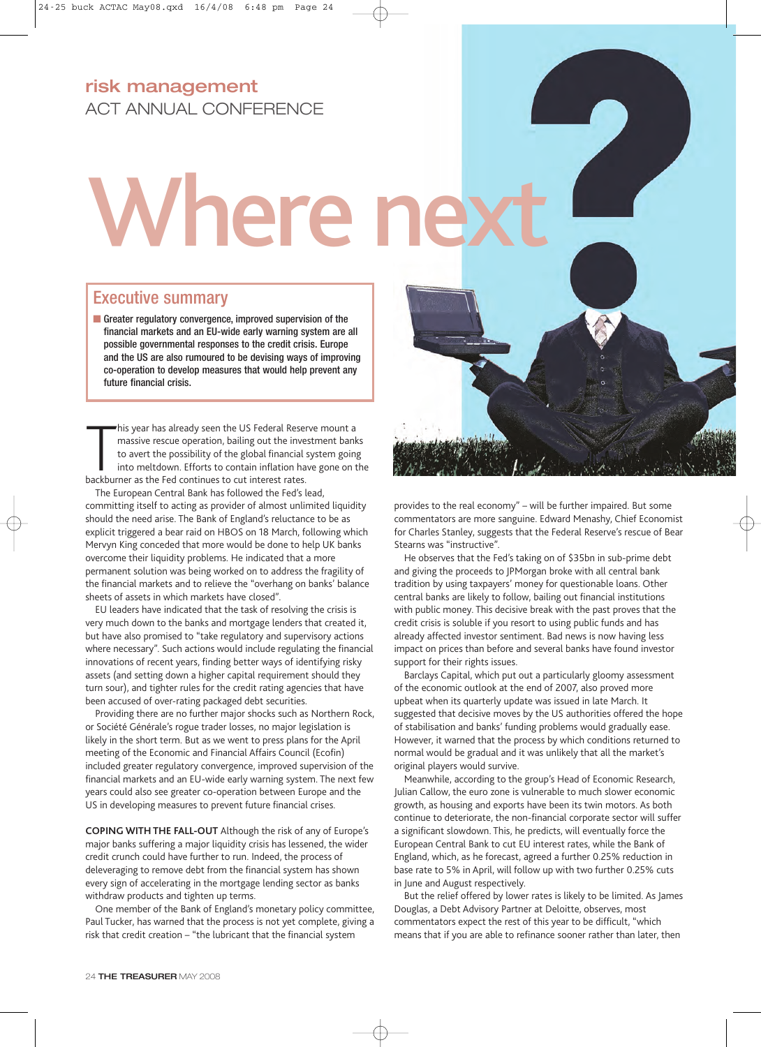risk management

ACT ANNUAL CONFERENCE

# Where next?

## Executive summary

- Greater regulatory convergence, improved supervision of the financial markets and an EU-wide early warning system are all possible governmental responses to the credit crisis. Europe and the US are also rumoured to be devising ways of improving co-operation to develop measures that would help prevent any future financial crisis.

This year has already seen the US Federal Reserve mount a massive rescue operation, bailing out the investment banks to avert the possibility of the global financial system going into meltdown. Efforts to contain inflation have gone on the backburner as the Fed continues to cut interest rates.

The European Central Bank has followed the Fed's lead, committing itself to acting as provider of almost unlimited liquidity should the need arise. The Bank of England's reluctance to be as explicit triggered a bear raid on HBOS on 18 March, following which Mervyn King conceded that more would be done to help UK banks overcome their liquidity problems. He indicated that a more permanent solution was being worked on to address the fragility of the financial markets and to relieve the "overhang on banks' balance sheets of assets in which markets have closed".

EU leaders have indicated that the task of resolving the crisis is very much down to the banks and mortgage lenders that created it, but have also promised to "take regulatory and supervisory actions where necessary". Such actions would include regulating the financial innovations of recent years, finding better ways of identifying risky assets (and setting down a higher capital requirement should they turn sour), and tighter rules for the credit rating agencies that have been accused of over-rating packaged debt securities.

Providing there are no further major shocks such as Northern Rock, or Société Générale's rogue trader losses, no major legislation is likely in the short term. But as we went to press plans for the April meeting of the Economic and Financial Affairs Council (Ecofin) included greater regulatory convergence, improved supervision of the financial markets and an EU-wide early warning system. The next few years could also see greater co-operation between Europe and the US in developing measures to prevent future financial crises.

**COPING WITH THE FALL-OUT** Although the risk of any of Europe's major banks suffering a major liquidity crisis has lessened, the wider credit crunch could have further to run. Indeed, the process of deleveraging to remove debt from the financial system has shown every sign of accelerating in the mortgage lending sector as banks withdraw products and tighten up terms.

One member of the Bank of England's monetary policy committee, Paul Tucker, has warned that the process is not yet complete, giving a risk that credit creation – "the lubricant that the financial system provides to the real economy" – will be further impaired. But some commentators are more sanguine. Edward Menashy, Chief Economist for Charles Stanley, suggests that the Federal Reserve's rescue of Bear Stearns was "instructive".

He observes that the Fed's taking on of $35bn in sub-prime debt and giving the proceeds to JPMorgan broke with all central bank tradition by using taxpayers' money for questionable loans. Other central banks are likely to follow, bailing out financial institutions with public money. This decisive break with the past proves that the credit crisis is soluble if you resort to using public funds and has already affected investor sentiment. Bad news is now having less impact on prices than before and several banks have found investor support for their rights issues.

Barclays Capital, which put out a particularly gloomy assessment of the economic outlook at the end of 2007, also proved more upbeat when its quarterly update was issued in late March. It suggested that decisive moves by the US authorities offered the hope of stabilisation and banks' funding problems would gradually ease. However, it warned that the process by which conditions returned to normal would be gradual and it was unlikely that all the market's original players would survive.

Meanwhile, according to the group's Head of Economic Research, Julian Callow, the euro zone is vulnerable to much slower economic growth, as housing and exports have been its twin motors. As both continue to deteriorate, the non-financial corporate sector will suffer a significant slowdown. This, he predicts, will eventually force the European Central Bank to cut EU interest rates, while the Bank of England, which, as he forecast, agreed a further 0.25% reduction in base rate to 5% in April, will follow up with two further 0.25% cuts in June and August respectively.

But the relief offered by lower rates is likely to be limited. As James Douglas, a Debt Advisory Partner at Deloitte, observes, most commentators expect the rest of this year to be difficult, "which means that if you are able to refinance sooner rather than later, then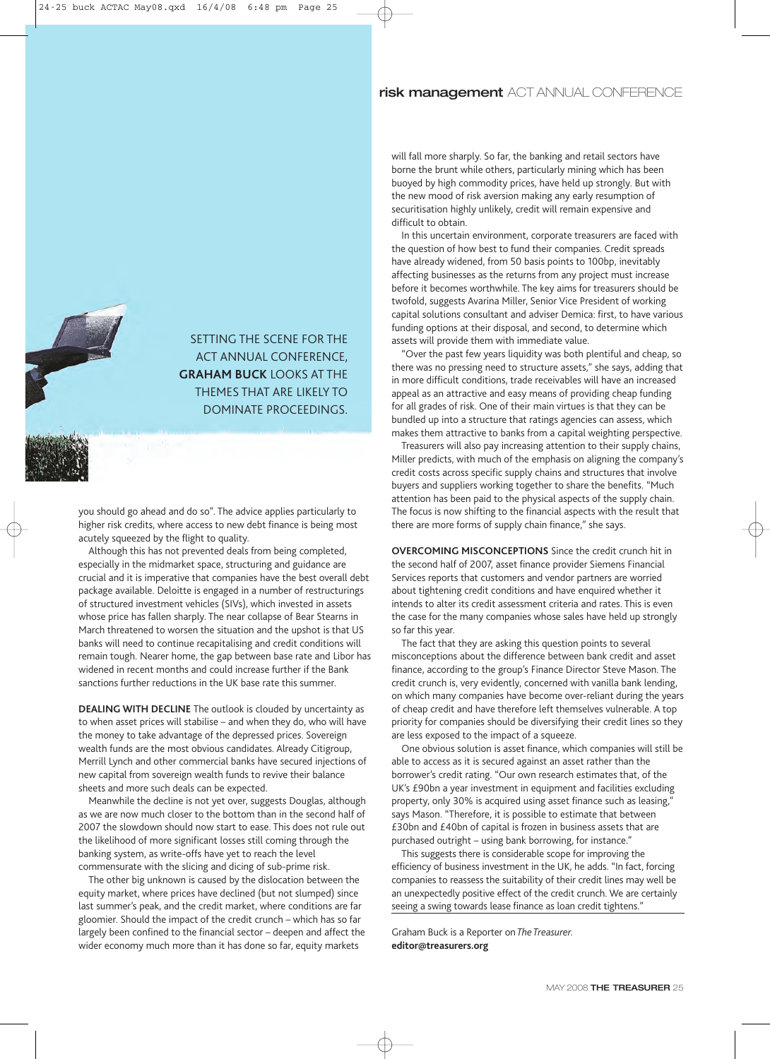SETTING THE SCENE FOR THE ACT ANNUAL CONFERENCE, **GRAHAM BUCK** LOOKS AT THE THEMES THAT ARE LIKELY TO DOMINATE PROCEEDINGS.

you should go ahead and do so". The advice applies particularly to higher risk credits, where access to new debt finance is being most acutely squeezed by the flight to quality.

Although this has not prevented deals from being completed, especially in the midmarket space, structuring and guidance are crucial and it is imperative that companies have the best overall debt package available. Deloitte is engaged in a number of restructurings of structured investment vehicles (SIVs), which invested in assets whose price has fallen sharply. The near collapse of Bear Stearns in March threatened to worsen the situation and the upshot is that US banks will need to continue recapitalising and credit conditions will remain tough. Nearer home, the gap between base rate and Libor has widened in recent months and could increase further if the Bank sanctions further reductions in the UK base rate this summer.

**DEALING WITH DECLINE** The outlook is clouded by uncertainty as to when asset prices will stabilise – and when they do, who will have the money to take advantage of the depressed prices. Sovereign wealth funds are the most obvious candidates. Already Citigroup, Merrill Lynch and other commercial banks have secured injections of new capital from sovereign wealth funds to revive their balance sheets and more such deals can be expected.

Meanwhile the decline is not yet over, suggests Douglas, although as we are now much closer to the bottom than in the second half of 2007 the slowdown should now start to ease. This does not rule out the likelihood of more significant losses still coming through the banking system, as write-offs have yet to reach the level commensurate with the slicing and dicing of sub-prime risk.

The other big unknown is caused by the dislocation between the equity market, where prices have declined (but not slumped) since last summer's peak, and the credit market, where conditions are far gloomier. Should the impact of the credit crunch – which has so far largely been confined to the financial sector – deepen and affect the wider economy much more than it has done so far, equity markets will fall more sharply. So far, the banking and retail sectors have borne the brunt while others, particularly mining which has been buoyed by high commodity prices, have held up strongly. But with the new mood of risk aversion making any early resumption of securitisation highly unlikely, credit will remain expensive and difficult to obtain.

In this uncertain environment, corporate treasurers are faced with the question of how best to fund their companies. Credit spreads have already widened, from 50 basis points to 100bp, inevitably affecting businesses as the returns from any project must increase before it becomes worthwhile. The key aims for treasurers should be twofold, suggests Avarina Miller, Senior Vice President of working capital solutions consultant and adviser Demica: first, to have various funding options at their disposal, and second, to determine which assets will provide them with immediate value.

"Over the past few years liquidity was both plentiful and cheap, so there was no pressing need to structure assets," she says, adding that in more difficult conditions, trade receivables will have an increased appeal as an attractive and easy means of providing cheap funding for all grades of risk. One of their main virtues is that they can be bundled up into a structure that ratings agencies can assess, which makes them attractive to banks from a capital weighting perspective.

Treasurers will also pay increasing attention to their supply chains, Miller predicts, with much of the emphasis on aligning the company's credit costs across specific supply chains and structures that involve buyers and suppliers working together to share the benefits. "Much attention has been paid to the physical aspects of the supply chain. The focus is now shifting to the financial aspects with the result that there are more forms of supply chain finance," she says.

**OVERCOMING MISCONCEPTIONS** Since the credit crunch hit in the second half of 2007, asset finance provider Siemens Financial Services reports that customers and vendor partners are worried about tightening credit conditions and have enquired whether it intends to alter its credit assessment criteria and rates. This is even the case for the many companies whose sales have held up strongly so far this year.

The fact that they are asking this question points to several misconceptions about the difference between bank credit and asset finance, according to the group's Finance Director Steve Mason. The credit crunch is, very evidently, concerned with vanilla bank lending, on which many companies have become over-reliant during the years of cheap credit and have therefore left themselves vulnerable. A top priority for companies should be diversifying their credit lines so they are less exposed to the impact of a squeeze.

One obvious solution is asset finance, which companies will still be able to access as it is secured against an asset rather than the borrower's credit rating. "Our own research estimates that, of the UK's £90bn a year investment in equipment and facilities excluding property, only 30% is acquired using asset finance such as leasing," says Mason. "Therefore, it is possible to estimate that between £30bn and £40bn of capital is frozen in business assets that are purchased outright – using bank borrowing, for instance."

This suggests there is considerable scope for improving the efficiency of business investment in the UK, he adds. "In fact, forcing companies to reassess the suitability of their credit lines may well be an unexpectedly positive effect of the credit crunch. We are certainly seeing a swing towards lease finance as loan credit tightens."

Graham Buck is a Reporter on *The Treasurer*.
**editor@treasurers.org**